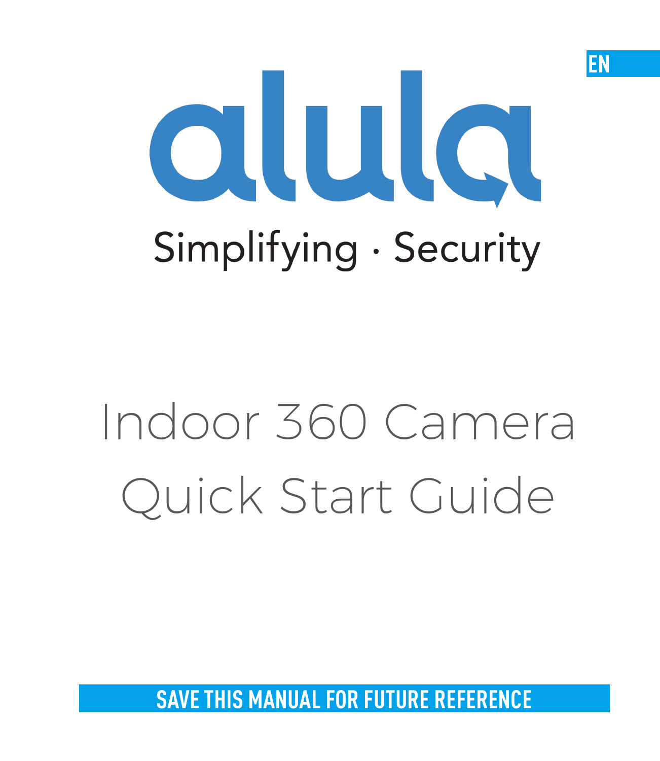EN

alula

Simplifying · Security

# Indoor 360 Camera Quick Start Guide

**SAVE THIS MANUAL FOR FUTURE REFERENCE**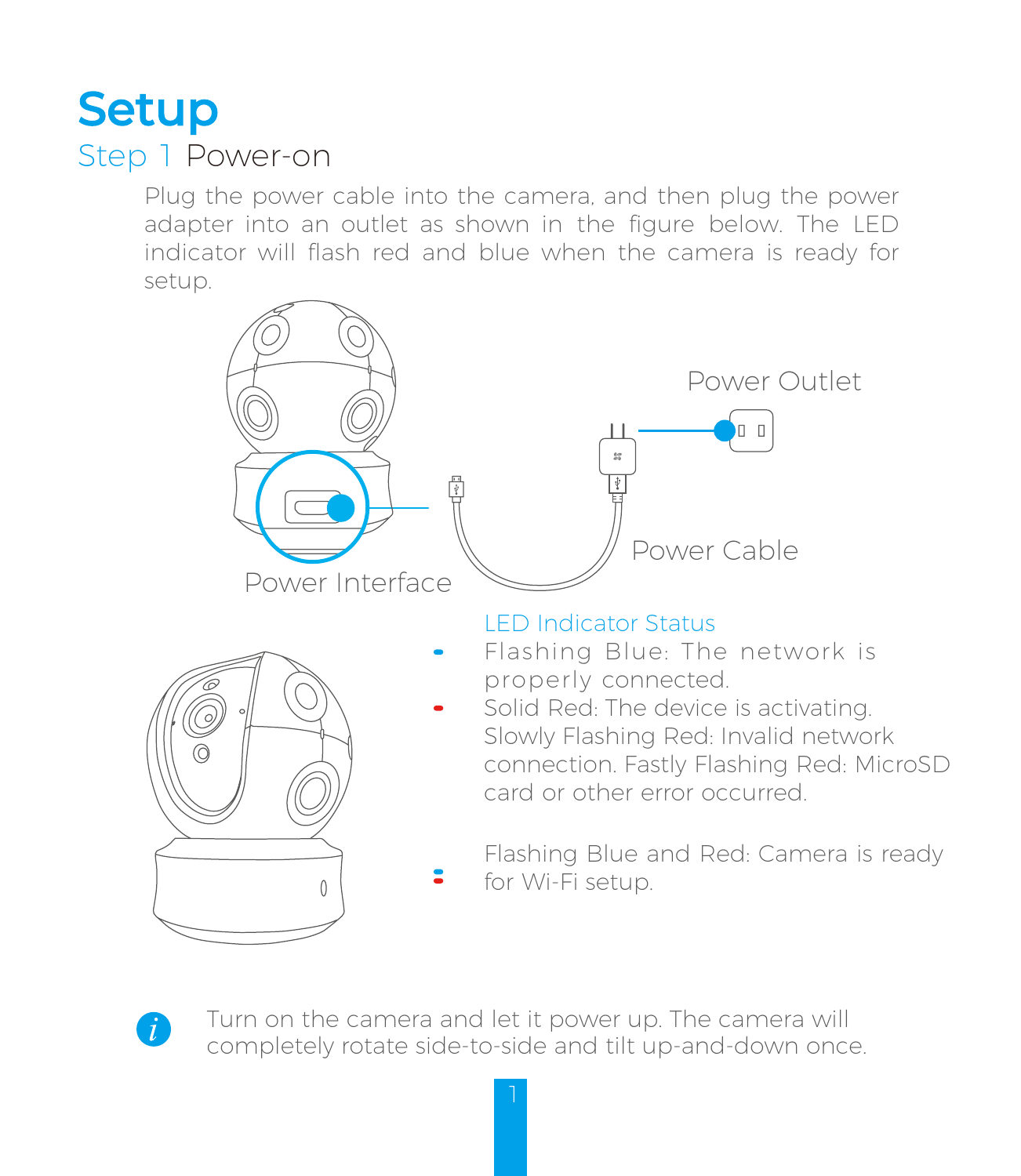# Setup

## Step 1 Power-on

Plug the power cable into the camera, and then plug the power adapter into an outlet as shown in the figure below. The LED indicator will flash red and blue when the camera is ready for setup.

Power Outlet

Power Cable

Power Interface

**LED Indicator Status**

- Flashing Blue: The network is properly connected.
- Solid Red: The device is activating. Slowly Flashing Red: Invalid network connection. Fastly Flashing Red: MicroSD card or other error occurred.
- Flashing Blue and Red: Camera is ready for Wi-Fi setup.

Turn on the camera and let it power up. The camera will completely rotate side-to-side and tilt up-and-down once.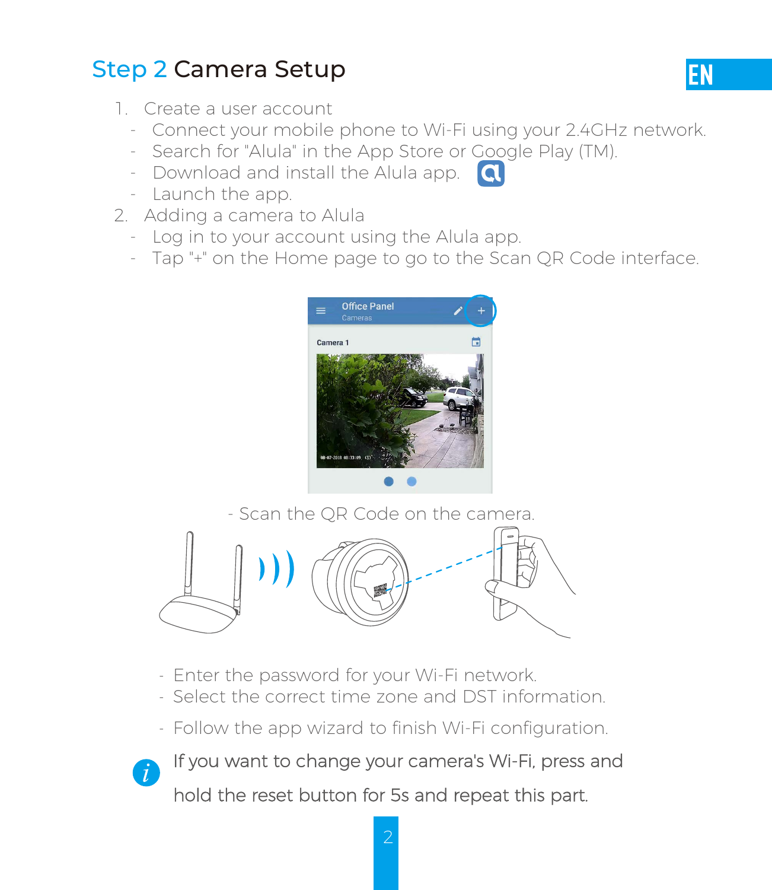## Step 2 Camera Setup

1. Create a user account
   - Connect your mobile phone to Wi-Fi using your 2.4GHz network.
   - Search for "Alula" in the App Store or Google Play (TM).
   - Download and install the Alula app.
   - Launch the app.
2. Adding a camera to Alula
   - Log in to your account using the Alula app.
   - Tap "+" on the Home page to go to the Scan QR Code interface.

- Scan the QR Code on the camera.

- Enter the password for your Wi-Fi network.
- Select the correct time zone and DST information.
- Follow the app wizard to finish Wi-Fi configuration.

If you want to change your camera's Wi-Fi, press and hold the reset button for 5s and repeat this part.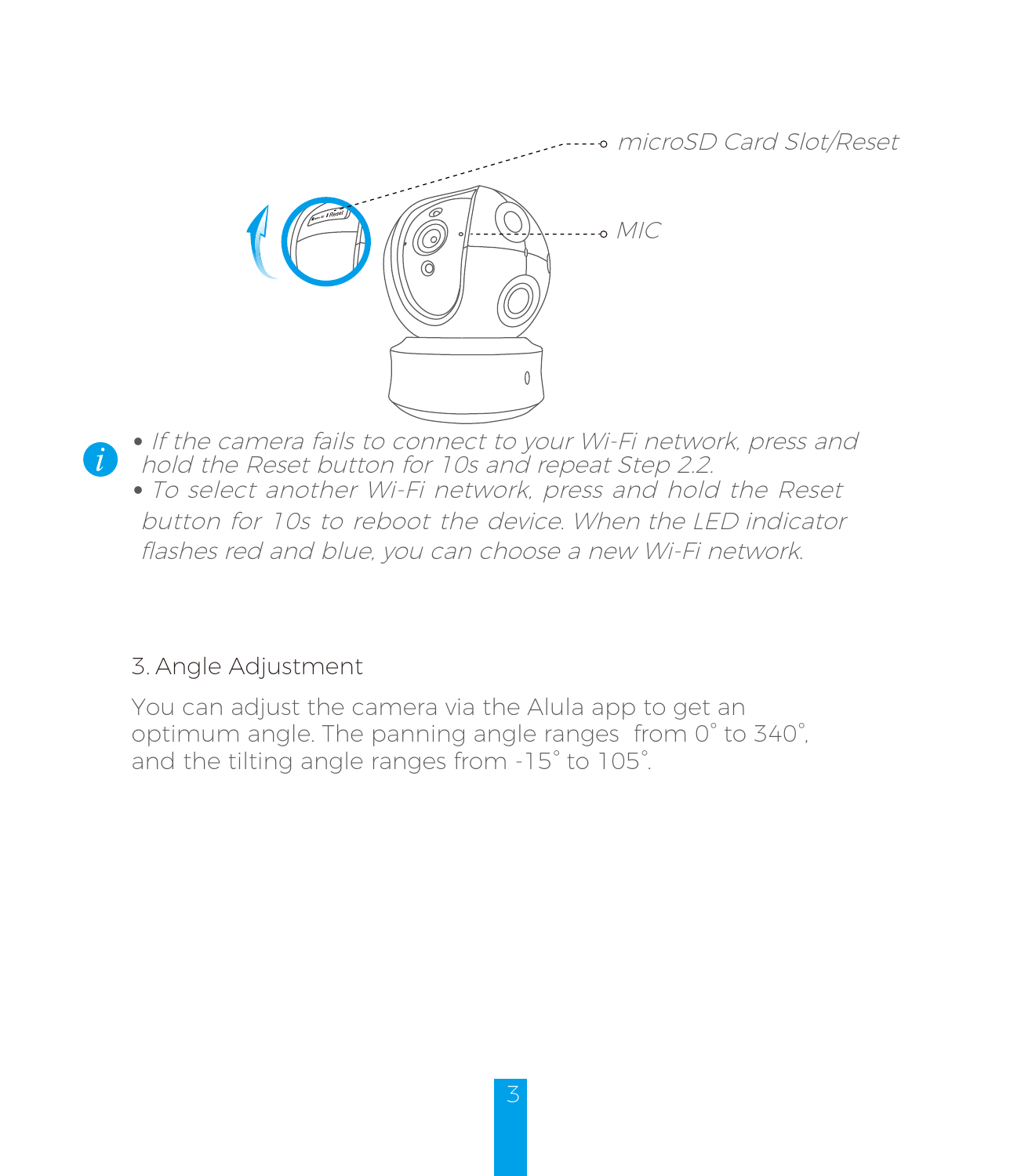microSD Card Slot/Reset

MIC

- *If the camera fails to connect to your Wi-Fi network, press and hold the Reset button for 10s and repeat Step 2.2.*
- *To select another Wi-Fi network, press and hold the Reset button for 10s to reboot the device. When the LED indicator flashes red and blue, you can choose a new Wi-Fi network.*

## 3. Angle Adjustment

You can adjust the camera via the Alula app to get an optimum angle. The panning angle ranges from 0° to 340°, and the tilting angle ranges from -15° to 105°.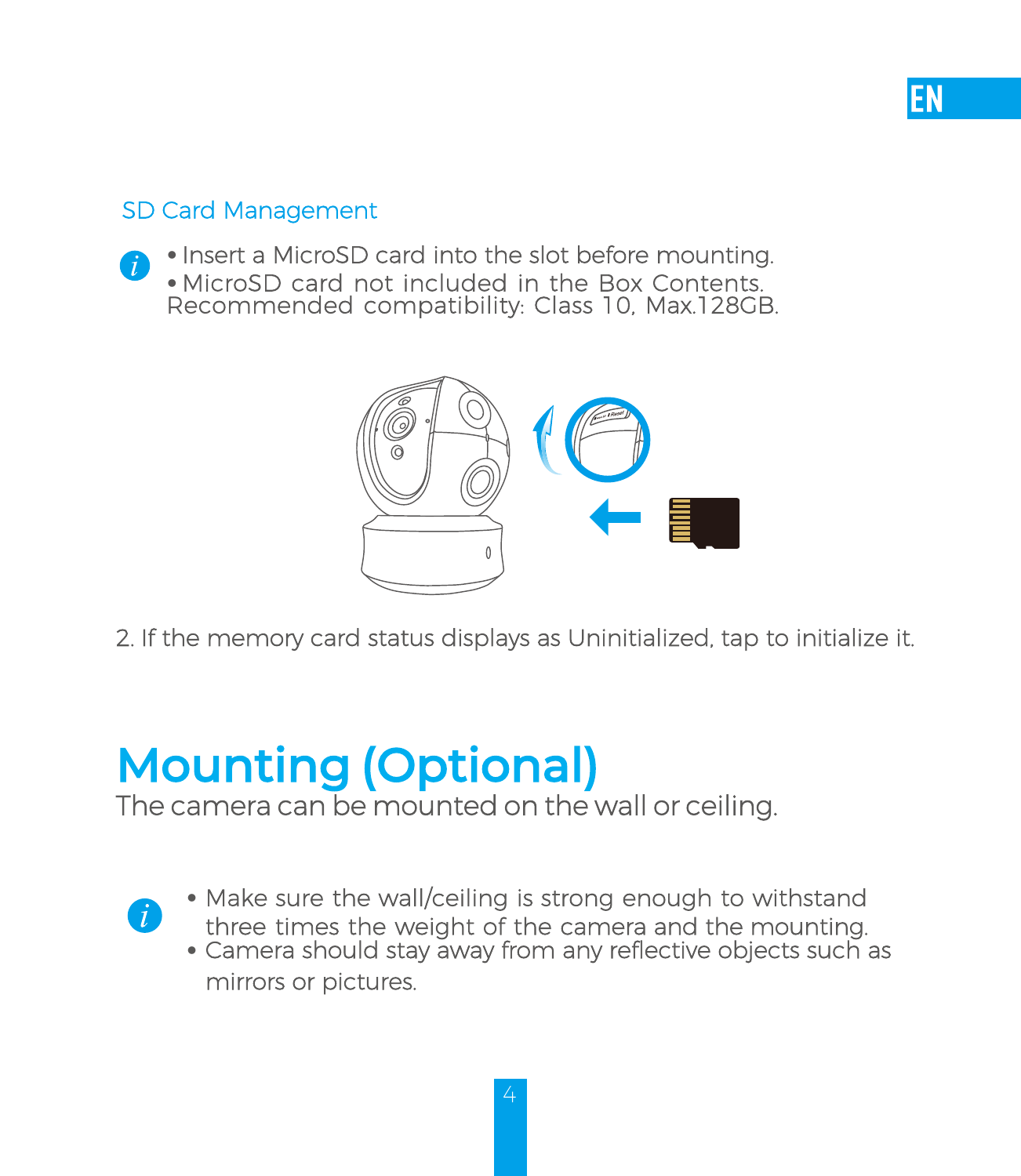### SD Card Management

- Insert a MicroSD card into the slot before mounting.
- MicroSD card not included in the Box Contents. Recommended compatibility: Class 10, Max.128GB.

2. If the memory card status displays as Uninitialized, tap to initialize it.

# Mounting (Optional)

The camera can be mounted on the wall or ceiling.

- Make sure the wall/ceiling is strong enough to withstand three times the weight of the camera and the mounting.
- Camera should stay away from any reflective objects such as mirrors or pictures.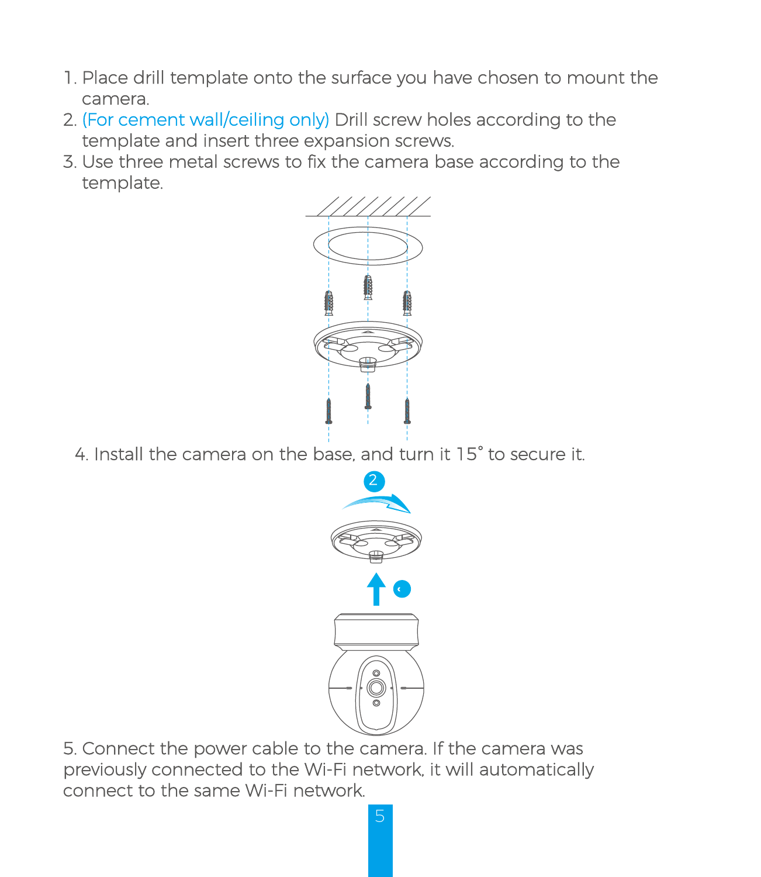1. Place drill template onto the surface you have chosen to mount the camera.
2. (For cement wall/ceiling only) Drill screw holes according to the template and insert three expansion screws.
3. Use three metal screws to fix the camera base according to the template.
4. Install the camera on the base, and turn it 15° to secure it.
5. Connect the power cable to the camera. If the camera was previously connected to the Wi-Fi network, it will automatically connect to the same Wi-Fi network.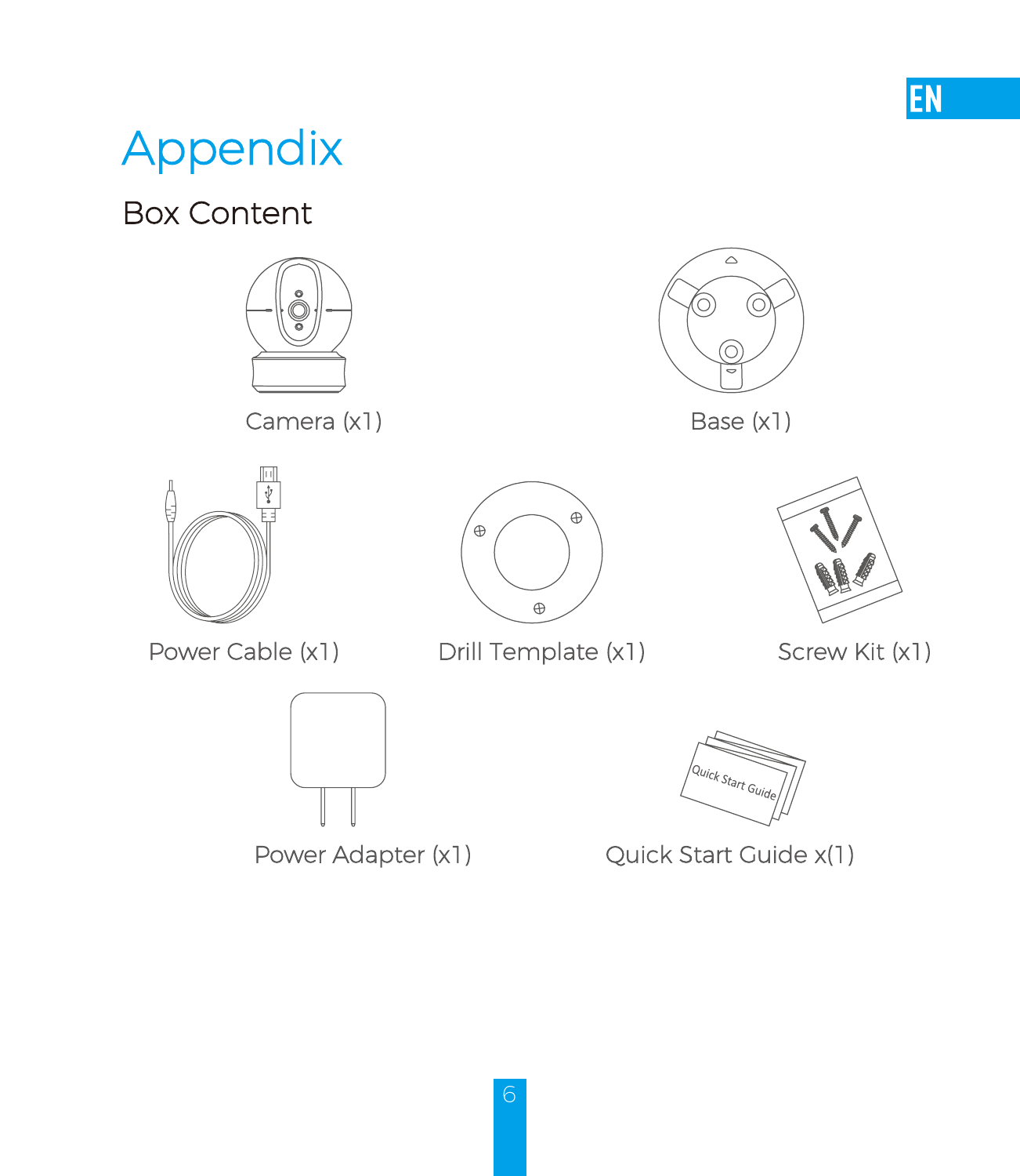# Appendix

## Box Content

Camera (x1)

Base (x1)

Power Cable (x1)

Drill Template (x1)

Screw Kit (x1)

Power Adapter (x1)

Quick Start Guide x(1)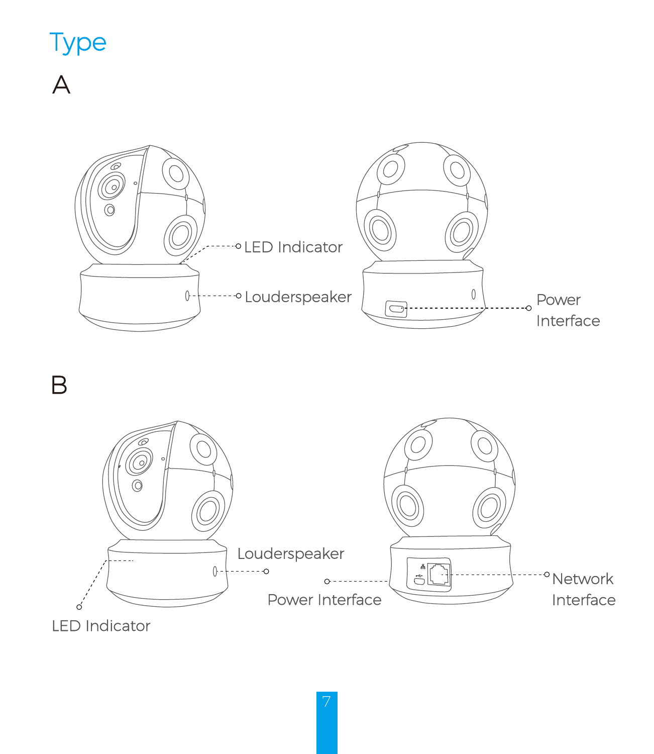# Type

## A

LED Indicator

Louderspeaker

Power Interface

## B

Louderspeaker

Power Interface

Network Interface

LED Indicator